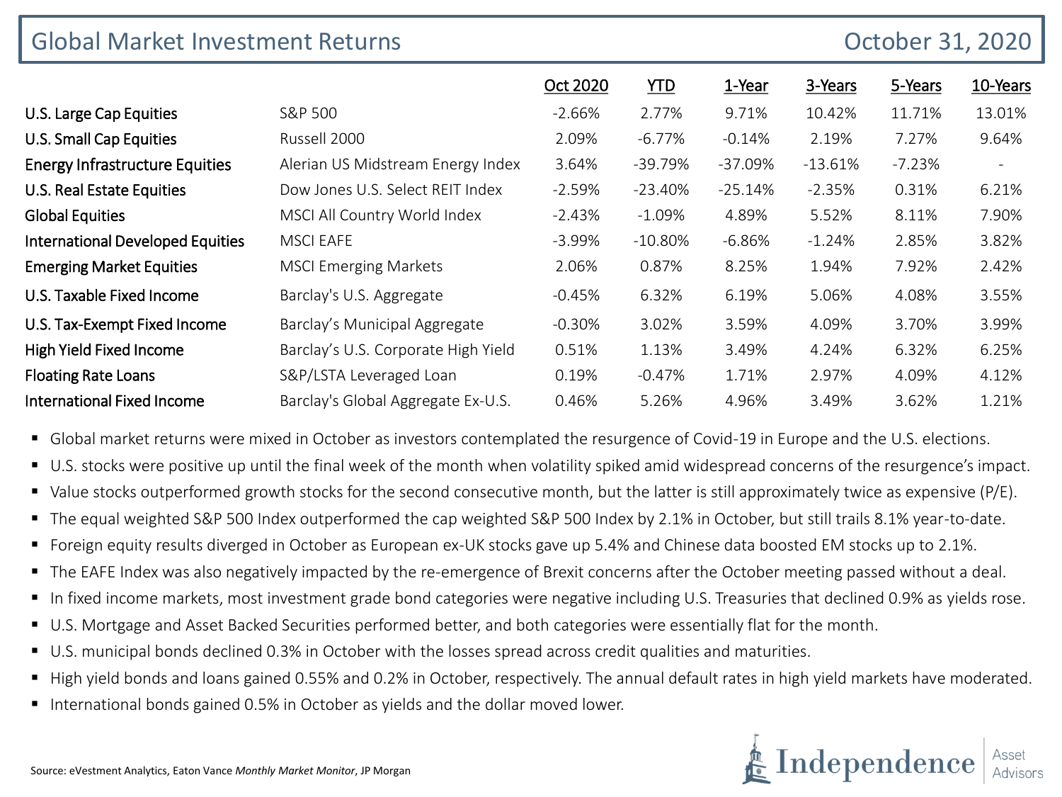# Global Market Investment Returns

October 31, 2020

| | | Oct 2020 | YTD | 1-Year | 3-Years | 5-Years | 10-Years |
|---|---|---|---|---|---|---|---|
| U.S. Large Cap Equities | S&P 500 | -2.66% | 2.77% | 9.71% | 10.42% | 11.71% | 13.01% |
| U.S. Small Cap Equities | Russell 2000 | 2.09% | -6.77% | -0.14% | 2.19% | 7.27% | 9.64% |
| Energy Infrastructure Equities | Alerian US Midstream Energy Index | 3.64% | -39.79% | -37.09% | -13.61% | -7.23% | - |
| U.S. Real Estate Equities | Dow Jones U.S. Select REIT Index | -2.59% | -23.40% | -25.14% | -2.35% | 0.31% | 6.21% |
| Global Equities | MSCI All Country World Index | -2.43% | -1.09% | 4.89% | 5.52% | 8.11% | 7.90% |
| International Developed Equities | MSCI EAFE | -3.99% | -10.80% | -6.86% | -1.24% | 2.85% | 3.82% |
| Emerging Market Equities | MSCI Emerging Markets | 2.06% | 0.87% | 8.25% | 1.94% | 7.92% | 2.42% |
| U.S. Taxable Fixed Income | Barclay's U.S. Aggregate | -0.45% | 6.32% | 6.19% | 5.06% | 4.08% | 3.55% |
| U.S. Tax-Exempt Fixed Income | Barclay's Municipal Aggregate | -0.30% | 3.02% | 3.59% | 4.09% | 3.70% | 3.99% |
| High Yield Fixed Income | Barclay's U.S. Corporate High Yield | 0.51% | 1.13% | 3.49% | 4.24% | 6.32% | 6.25% |
| Floating Rate Loans | S&P/LSTA Leveraged Loan | 0.19% | -0.47% | 1.71% | 2.97% | 4.09% | 4.12% |
| International Fixed Income | Barclay's Global Aggregate Ex-U.S. | 0.46% | 5.26% | 4.96% | 3.49% | 3.62% | 1.21% |

- Global market returns were mixed in October as investors contemplated the resurgence of Covid-19 in Europe and the U.S. elections.
- U.S. stocks were positive up until the final week of the month when volatility spiked amid widespread concerns of the resurgence's impact.
- Value stocks outperformed growth stocks for the second consecutive month, but the latter is still approximately twice as expensive (P/E).
- The equal weighted S&P 500 Index outperformed the cap weighted S&P 500 Index by 2.1% in October, but still trails 8.1% year-to-date.
- Foreign equity results diverged in October as European ex-UK stocks gave up 5.4% and Chinese data boosted EM stocks up to 2.1%.
- The EAFE Index was also negatively impacted by the re-emergence of Brexit concerns after the October meeting passed without a deal.
- In fixed income markets, most investment grade bond categories were negative including U.S. Treasuries that declined 0.9% as yields rose.
- U.S. Mortgage and Asset Backed Securities performed better, and both categories were essentially flat for the month.
- U.S. municipal bonds declined 0.3% in October with the losses spread across credit qualities and maturities.
- High yield bonds and loans gained 0.55% and 0.2% in October, respectively. The annual default rates in high yield markets have moderated.
- International bonds gained 0.5% in October as yields and the dollar moved lower.

Source: eVestment Analytics, Eaton Vance *Monthly Market Monitor*, JP Morgan

Independence Asset Advisors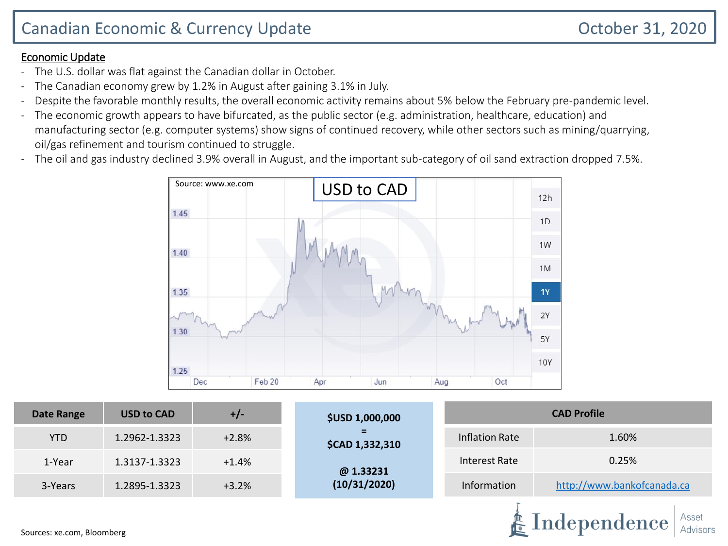# Canadian Economic & Currency Update

October 31, 2020

## Economic Update

- The U.S. dollar was flat against the Canadian dollar in October.
- The Canadian economy grew by 1.2% in August after gaining 3.1% in July.
- Despite the favorable monthly results, the overall economic activity remains about 5% below the February pre-pandemic level.
- The economic growth appears to have bifurcated, as the public sector (e.g. administration, healthcare, education) and manufacturing sector (e.g. computer systems) show signs of continued recovery, while other sectors such as mining/quarrying, oil/gas refinement and tourism continued to struggle.
- The oil and gas industry declined 3.9% overall in August, and the important sub-category of oil sand extraction dropped 7.5%.

USD to CAD

Source: www.xe.com

| Date Range | USD to CAD | +/- |
|---|---|---|
| YTD | 1.2962-1.3323 | +2.8% |
| 1-Year | 1.3137-1.3323 | +1.4% |
| 3-Years | 1.2895-1.3323 | +3.2% |

**$USD 1,000,000**
**=**
**$CAD 1,332,310**

**@ 1.33231**
**(10/31/2020)**

| CAD Profile | |
|---|---|
| Inflation Rate | 1.60% |
| Interest Rate | 0.25% |
| Information | http://www.bankofcanada.ca |

Sources: xe.com, Bloomberg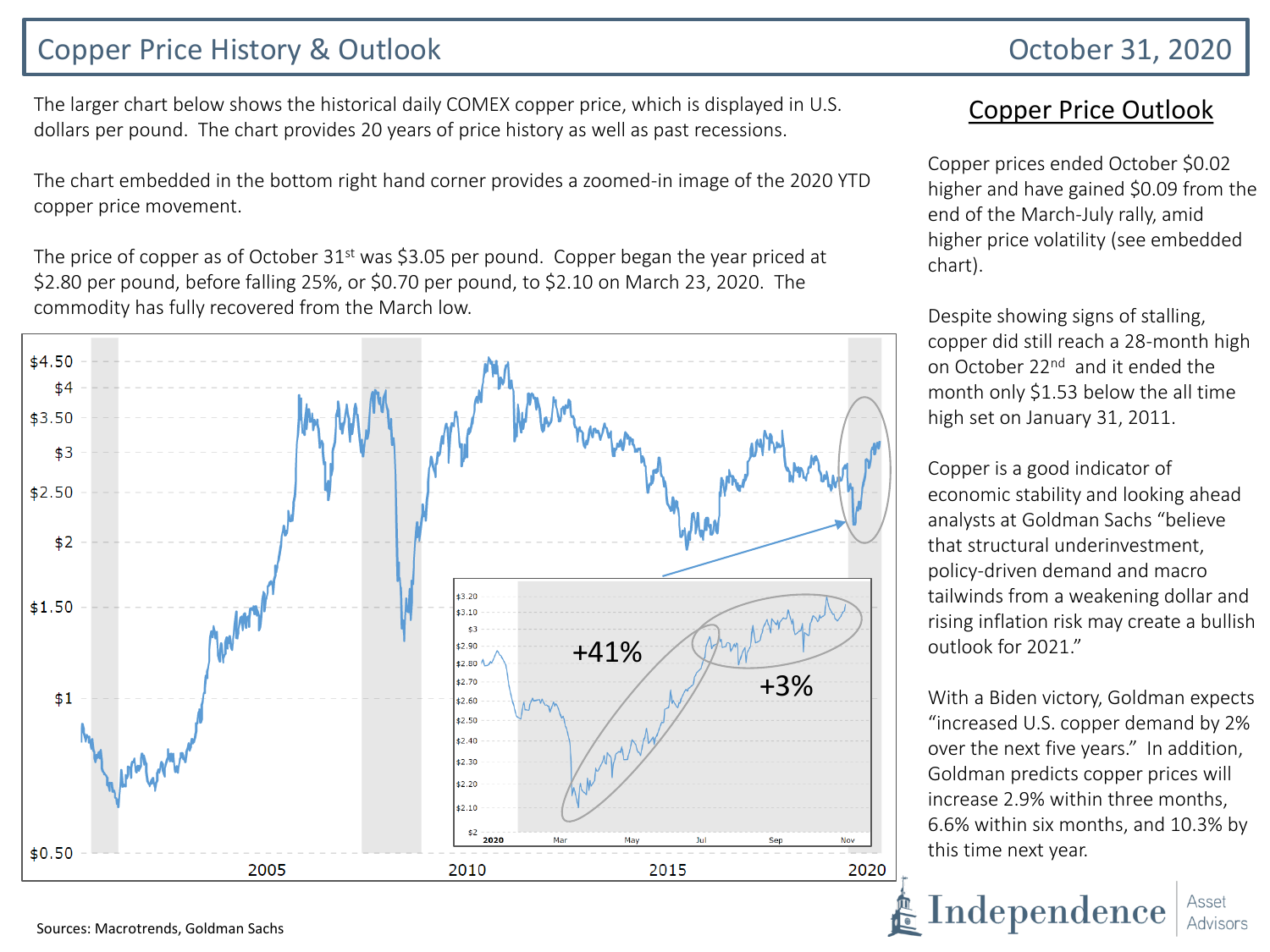# Copper Price History & Outlook

October 31, 2020

The larger chart below shows the historical daily COMEX copper price, which is displayed in U.S. dollars per pound. The chart provides 20 years of price history as well as past recessions.

The chart embedded in the bottom right hand corner provides a zoomed-in image of the 2020 YTD copper price movement.

The price of copper as of October 31st was $3.05 per pound. Copper began the year priced at $2.80 per pound, before falling 25%, or $0.70 per pound, to $2.10 on March 23, 2020. The commodity has fully recovered from the March low.

## Copper Price Outlook

Copper prices ended October $0.02 higher and have gained $0.09 from the end of the March-July rally, amid higher price volatility (see embedded chart).

Despite showing signs of stalling, copper did still reach a 28-month high on October 22nd and it ended the month only $1.53 below the all time high set on January 31, 2011.

Copper is a good indicator of economic stability and looking ahead analysts at Goldman Sachs "believe that structural underinvestment, policy-driven demand and macro tailwinds from a weakening dollar and rising inflation risk may create a bullish outlook for 2021."

With a Biden victory, Goldman expects "increased U.S. copper demand by 2% over the next five years." In addition, Goldman predicts copper prices will increase 2.9% within three months, 6.6% within six months, and 10.3% by this time next year.

Sources: Macrotrends, Goldman Sachs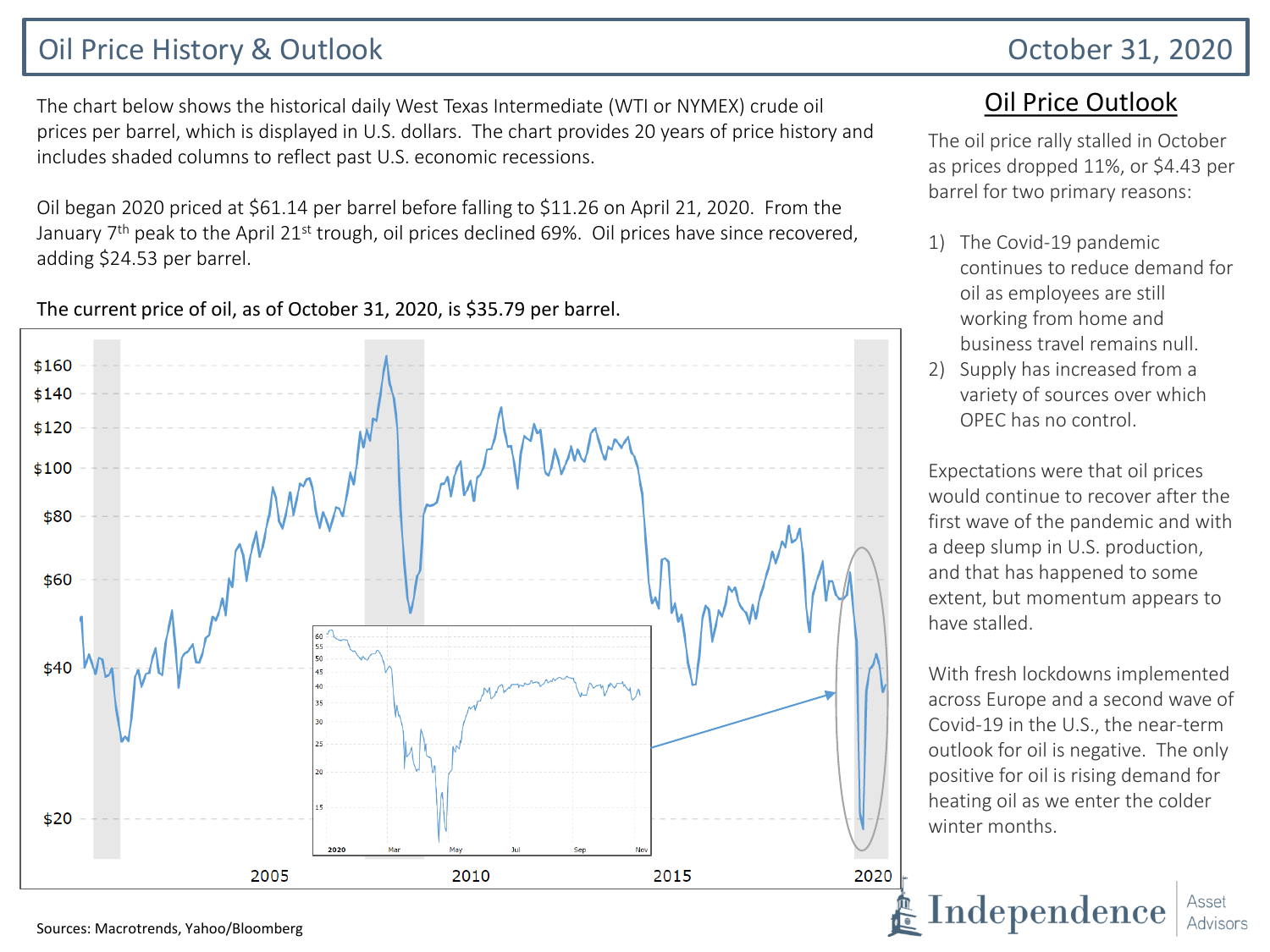# Oil Price History & Outlook

October 31, 2020

The chart below shows the historical daily West Texas Intermediate (WTI or NYMEX) crude oil prices per barrel, which is displayed in U.S. dollars. The chart provides 20 years of price history and includes shaded columns to reflect past U.S. economic recessions.

Oil began 2020 priced at $61.14 per barrel before falling to $11.26 on April 21, 2020. From the January 7th peak to the April 21st trough, oil prices declined 69%. Oil prices have since recovered, adding $24.53 per barrel.

The current price of oil, as of October 31, 2020, is $35.79 per barrel.

$160
$140
$120
$100
$80
$60
$40
$20
2005
2010
2015
2020

60
55
50
45
40
35
30
25
20
15
2020
Mar
May
Jul
Sep
Nov

## Oil Price Outlook

The oil price rally stalled in October as prices dropped 11%, or $4.43 per barrel for two primary reasons:

1) The Covid-19 pandemic continues to reduce demand for oil as employees are still working from home and business travel remains null.
2) Supply has increased from a variety of sources over which OPEC has no control.

Expectations were that oil prices would continue to recover after the first wave of the pandemic and with a deep slump in U.S. production, and that has happened to some extent, but momentum appears to have stalled.

With fresh lockdowns implemented across Europe and a second wave of Covid-19 in the U.S., the near-term outlook for oil is negative. The only positive for oil is rising demand for heating oil as we enter the colder winter months.

Sources: Macrotrends, Yahoo/Bloomberg

Independence Asset Advisors